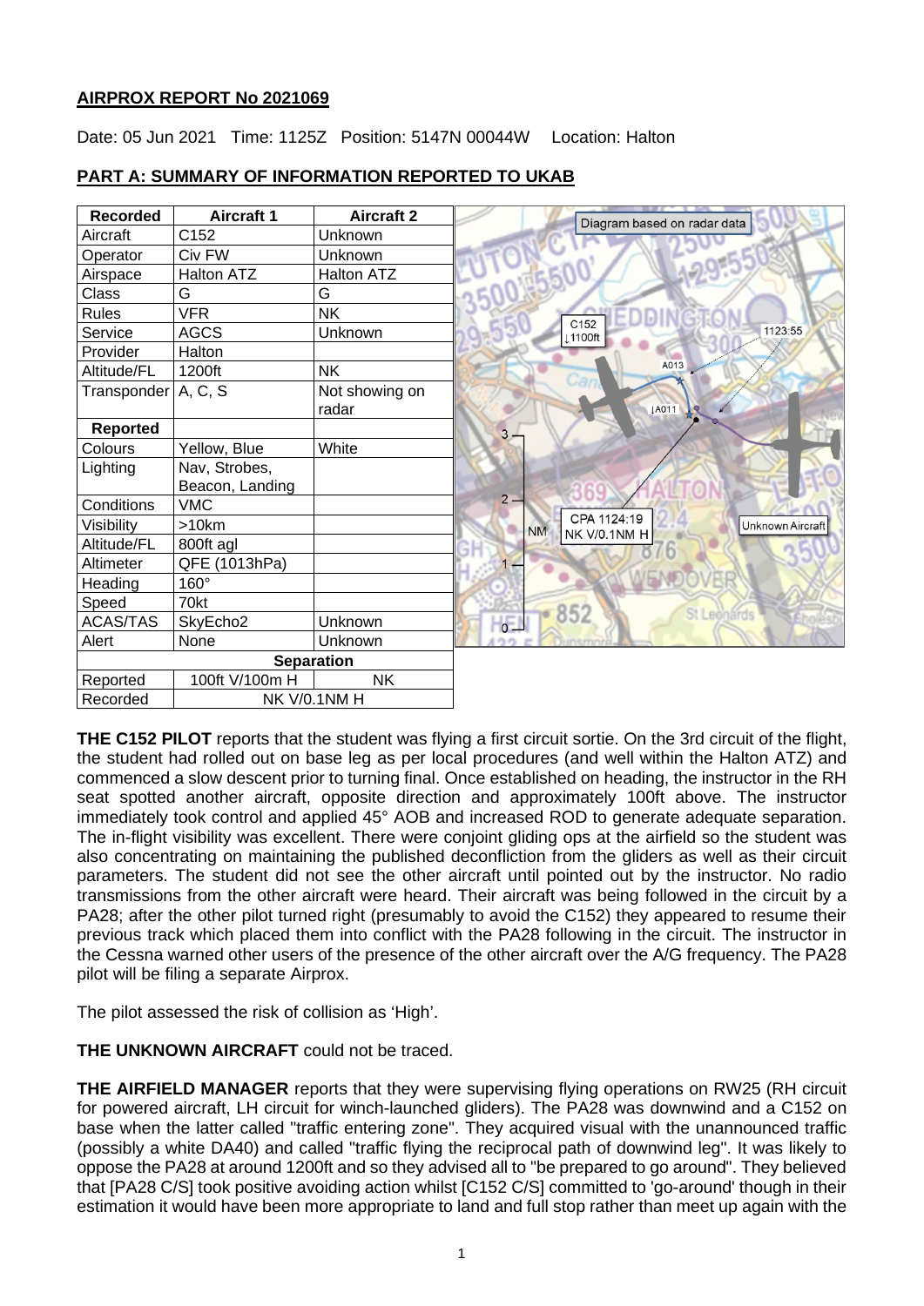## AIRPROX REPORT No 2021069

Date: 05 Jun 2021 Time: 1125Z Position: 5147N 00044W Location: Halton

## PART A: SUMMARY OF INFORMATION REPORTED TO UKAB

| Recorded | Aircraft 1 | Aircraft 2 |
|---|---|---|
| Aircraft | C152 | Unknown |
| Operator | Civ FW | Unknown |
| Airspace | Halton ATZ | Halton ATZ |
| Class | G | G |
| Rules | VFR | NK |
| Service | AGCS | Unknown |
| Provider | Halton | |
| Altitude/FL | 1200ft | NK |
| Transponder | A, C, S | Not showing on radar |
| **Reported** | | |
| Colours | Yellow, Blue | White |
| Lighting | Nav, Strobes, Beacon, Landing | |
| Conditions | VMC | |
| Visibility | >10km | |
| Altitude/FL | 800ft agl | |
| Altimeter | QFE (1013hPa) | |
| Heading | 160° | |
| Speed | 70kt | |
| ACAS/TAS | SkyEcho2 | Unknown |
| Alert | None | Unknown |
| **Separation** | | |
| Reported | 100ft V/100m H | NK |
| Recorded | NK V/0.1NM H | |

Diagram based on radar data

**THE C152 PILOT** reports that the student was flying a first circuit sortie. On the 3rd circuit of the flight, the student had rolled out on base leg as per local procedures (and well within the Halton ATZ) and commenced a slow descent prior to turning final. Once established on heading, the instructor in the RH seat spotted another aircraft, opposite direction and approximately 100ft above. The instructor immediately took control and applied 45° AOB and increased ROD to generate adequate separation. The in-flight visibility was excellent. There were conjoint gliding ops at the airfield so the student was also concentrating on maintaining the published deconfliction from the gliders as well as their circuit parameters. The student did not see the other aircraft until pointed out by the instructor. No radio transmissions from the other aircraft were heard. Their aircraft was being followed in the circuit by a PA28; after the other pilot turned right (presumably to avoid the C152) they appeared to resume their previous track which placed them into conflict with the PA28 following in the circuit. The instructor in the Cessna warned other users of the presence of the other aircraft over the A/G frequency. The PA28 pilot will be filing a separate Airprox.

The pilot assessed the risk of collision as 'High'.

**THE UNKNOWN AIRCRAFT** could not be traced.

**THE AIRFIELD MANAGER** reports that they were supervising flying operations on RW25 (RH circuit for powered aircraft, LH circuit for winch-launched gliders). The PA28 was downwind and a C152 on base when the latter called "traffic entering zone". They acquired visual with the unannounced traffic (possibly a white DA40) and called "traffic flying the reciprocal path of downwind leg". It was likely to oppose the PA28 at around 1200ft and so they advised all to "be prepared to go around". They believed that [PA28 C/S] took positive avoiding action whilst [C152 C/S] committed to 'go-around' though in their estimation it would have been more appropriate to land and full stop rather than meet up again with the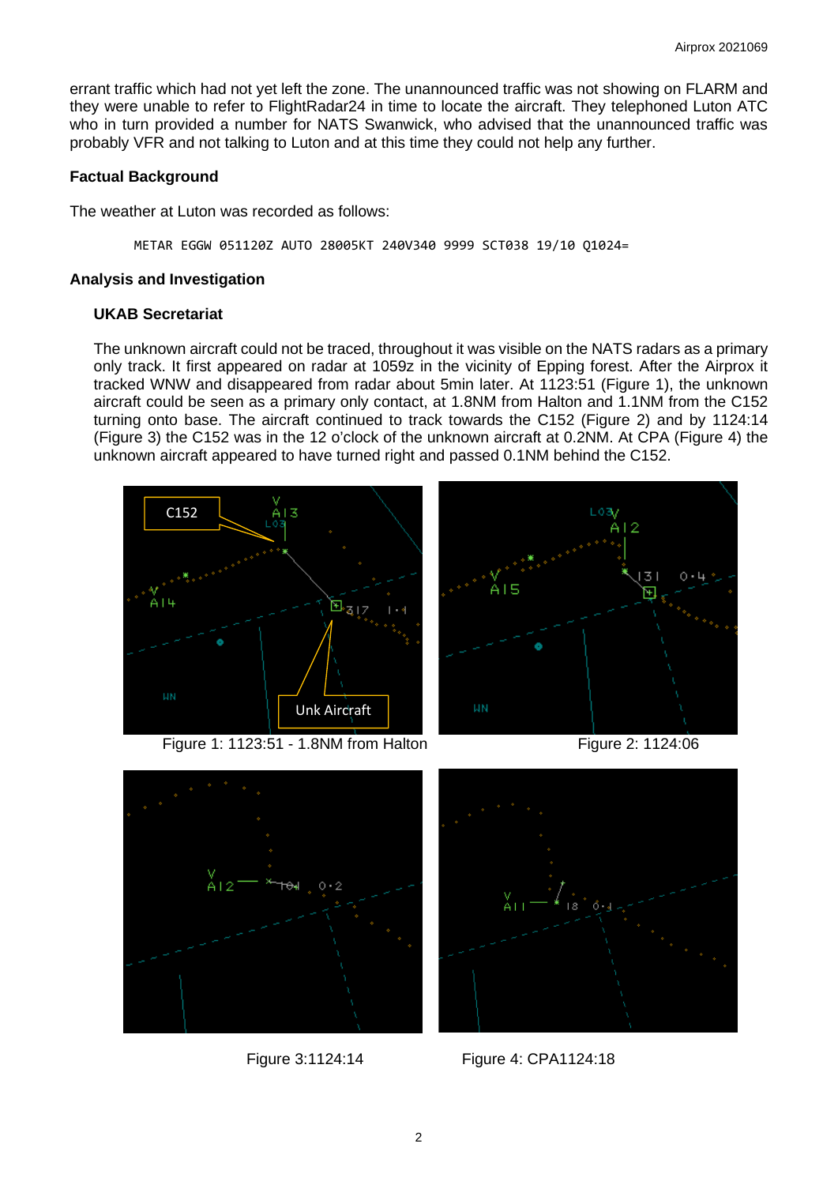errant traffic which had not yet left the zone. The unannounced traffic was not showing on FLARM and they were unable to refer to FlightRadar24 in time to locate the aircraft. They telephoned Luton ATC who in turn provided a number for NATS Swanwick, who advised that the unannounced traffic was probably VFR and not talking to Luton and at this time they could not help any further.

### Factual Background

The weather at Luton was recorded as follows:

```
METAR EGGW 051120Z AUTO 28005KT 240V340 9999 SCT038 19/10 Q1024=
```

### Analysis and Investigation

#### UKAB Secretariat

The unknown aircraft could not be traced, throughout it was visible on the NATS radars as a primary only track. It first appeared on radar at 1059z in the vicinity of Epping forest. After the Airprox it tracked WNW and disappeared from radar about 5min later. At 1123:51 (Figure 1), the unknown aircraft could be seen as a primary only contact, at 1.8NM from Halton and 1.1NM from the C152 turning onto base. The aircraft continued to track towards the C152 (Figure 2) and by 1124:14 (Figure 3) the C152 was in the 12 o'clock of the unknown aircraft at 0.2NM. At CPA (Figure 4) the unknown aircraft appeared to have turned right and passed 0.1NM behind the C152.

Figure 1: 1123:51 - 1.8NM from Halton

Figure 2: 1124:06

Figure 3:1124:14

Figure 4: CPA1124:18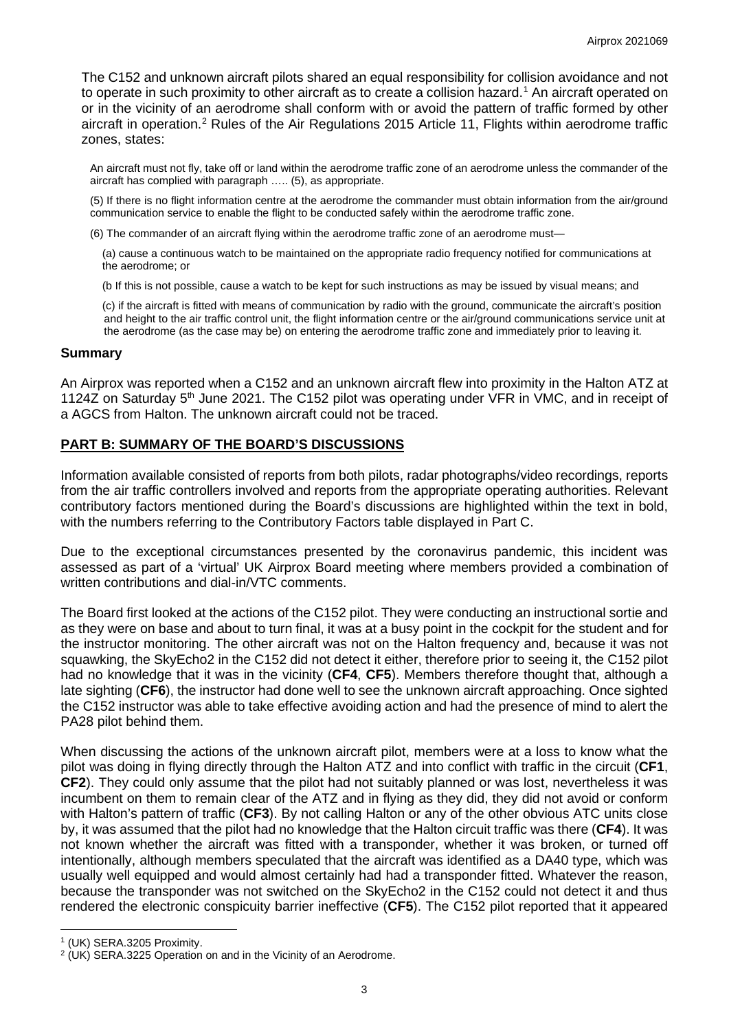The C152 and unknown aircraft pilots shared an equal responsibility for collision avoidance and not to operate in such proximity to other aircraft as to create a collision hazard.[1] An aircraft operated on or in the vicinity of an aerodrome shall conform with or avoid the pattern of traffic formed by other aircraft in operation.[2] Rules of the Air Regulations 2015 Article 11, Flights within aerodrome traffic zones, states:

> An aircraft must not fly, take off or land within the aerodrome traffic zone of an aerodrome unless the commander of the aircraft has complied with paragraph ….. (5), as appropriate.
>
> (5) If there is no flight information centre at the aerodrome the commander must obtain information from the air/ground communication service to enable the flight to be conducted safely within the aerodrome traffic zone.
>
> (6) The commander of an aircraft flying within the aerodrome traffic zone of an aerodrome must—
>
> (a) cause a continuous watch to be maintained on the appropriate radio frequency notified for communications at the aerodrome; or
>
> (b If this is not possible, cause a watch to be kept for such instructions as may be issued by visual means; and
>
> (c) if the aircraft is fitted with means of communication by radio with the ground, communicate the aircraft's position and height to the air traffic control unit, the flight information centre or the air/ground communications service unit at the aerodrome (as the case may be) on entering the aerodrome traffic zone and immediately prior to leaving it.

## Summary

An Airprox was reported when a C152 and an unknown aircraft flew into proximity in the Halton ATZ at 1124Z on Saturday 5th June 2021. The C152 pilot was operating under VFR in VMC, and in receipt of a AGCS from Halton. The unknown aircraft could not be traced.

## PART B: SUMMARY OF THE BOARD'S DISCUSSIONS

Information available consisted of reports from both pilots, radar photographs/video recordings, reports from the air traffic controllers involved and reports from the appropriate operating authorities. Relevant contributory factors mentioned during the Board's discussions are highlighted within the text in bold, with the numbers referring to the Contributory Factors table displayed in Part C.

Due to the exceptional circumstances presented by the coronavirus pandemic, this incident was assessed as part of a 'virtual' UK Airprox Board meeting where members provided a combination of written contributions and dial-in/VTC comments.

The Board first looked at the actions of the C152 pilot. They were conducting an instructional sortie and as they were on base and about to turn final, it was at a busy point in the cockpit for the student and for the instructor monitoring. The other aircraft was not on the Halton frequency and, because it was not squawking, the SkyEcho2 in the C152 did not detect it either, therefore prior to seeing it, the C152 pilot had no knowledge that it was in the vicinity (**CF4**, **CF5**). Members therefore thought that, although a late sighting (**CF6**), the instructor had done well to see the unknown aircraft approaching. Once sighted the C152 instructor was able to take effective avoiding action and had the presence of mind to alert the PA28 pilot behind them.

When discussing the actions of the unknown aircraft pilot, members were at a loss to know what the pilot was doing in flying directly through the Halton ATZ and into conflict with traffic in the circuit (**CF1**, **CF2**). They could only assume that the pilot had not suitably planned or was lost, nevertheless it was incumbent on them to remain clear of the ATZ and in flying as they did, they did not avoid or conform with Halton's pattern of traffic (**CF3**). By not calling Halton or any of the other obvious ATC units close by, it was assumed that the pilot had no knowledge that the Halton circuit traffic was there (**CF4**). It was not known whether the aircraft was fitted with a transponder, whether it was broken, or turned off intentionally, although members speculated that the aircraft was identified as a DA40 type, which was usually well equipped and would almost certainly had had a transponder fitted. Whatever the reason, because the transponder was not switched on the SkyEcho2 in the C152 could not detect it and thus rendered the electronic conspicuity barrier ineffective (**CF5**). The C152 pilot reported that it appeared

[1] (UK) SERA.3205 Proximity.

[2] (UK) SERA.3225 Operation on and in the Vicinity of an Aerodrome.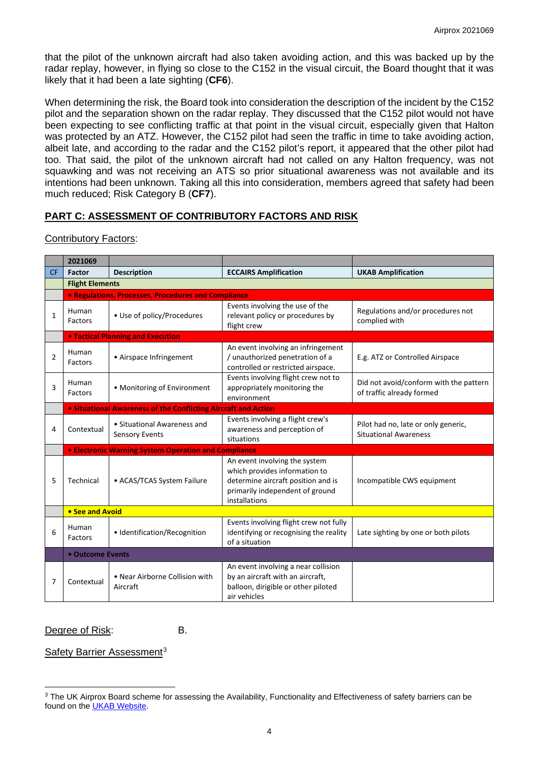that the pilot of the unknown aircraft had also taken avoiding action, and this was backed up by the radar replay, however, in flying so close to the C152 in the visual circuit, the Board thought that it was likely that it had been a late sighting (**CF6**).

When determining the risk, the Board took into consideration the description of the incident by the C152 pilot and the separation shown on the radar replay. They discussed that the C152 pilot would not have been expecting to see conflicting traffic at that point in the visual circuit, especially given that Halton was protected by an ATZ. However, the C152 pilot had seen the traffic in time to take avoiding action, albeit late, and according to the radar and the C152 pilot's report, it appeared that the other pilot had too. That said, the pilot of the unknown aircraft had not called on any Halton frequency, was not squawking and was not receiving an ATS so prior situational awareness was not available and its intentions had been unknown. Taking all this into consideration, members agreed that safety had been much reduced; Risk Category B (**CF7**).

## PART C: ASSESSMENT OF CONTRIBUTORY FACTORS AND RISK

Contributory Factors:

| | 2021069 | | | |
|---|---|---|---|---|
| CF | Factor | Description | ECCAIRS Amplification | UKAB Amplification |
| | **Flight Elements** | | | |
| | **• Regulations, Processes, Procedures and Compliance** | | | |
| 1 | Human Factors | • Use of policy/Procedures | Events involving the use of the relevant policy or procedures by flight crew | Regulations and/or procedures not complied with |
| | **• Tactical Planning and Execution** | | | |
| 2 | Human Factors | • Airspace Infringement | An event involving an infringement / unauthorized penetration of a controlled or restricted airspace. | E.g. ATZ or Controlled Airspace |
| 3 | Human Factors | • Monitoring of Environment | Events involving flight crew not to appropriately monitoring the environment | Did not avoid/conform with the pattern of traffic already formed |
| | **• Situational Awareness of the Conflicting Aircraft and Action** | | | |
| 4 | Contextual | • Situational Awareness and Sensory Events | Events involving a flight crew's awareness and perception of situations | Pilot had no, late or only generic, Situational Awareness |
| | **• Electronic Warning System Operation and Compliance** | | | |
| 5 | Technical | • ACAS/TCAS System Failure | An event involving the system which provides information to determine aircraft position and is primarily independent of ground installations | Incompatible CWS equipment |
| | **• See and Avoid** | | | |
| 6 | Human Factors | • Identification/Recognition | Events involving flight crew not fully identifying or recognising the reality of a situation | Late sighting by one or both pilots |
| | **• Outcome Events** | | | |
| 7 | Contextual | • Near Airborne Collision with Aircraft | An event involving a near collision by an aircraft with an aircraft, balloon, dirigible or other piloted air vehicles | |

Degree of Risk: B.

Safety Barrier Assessment[3]

[3] The UK Airprox Board scheme for assessing the Availability, Functionality and Effectiveness of safety barriers can be found on the UKAB Website.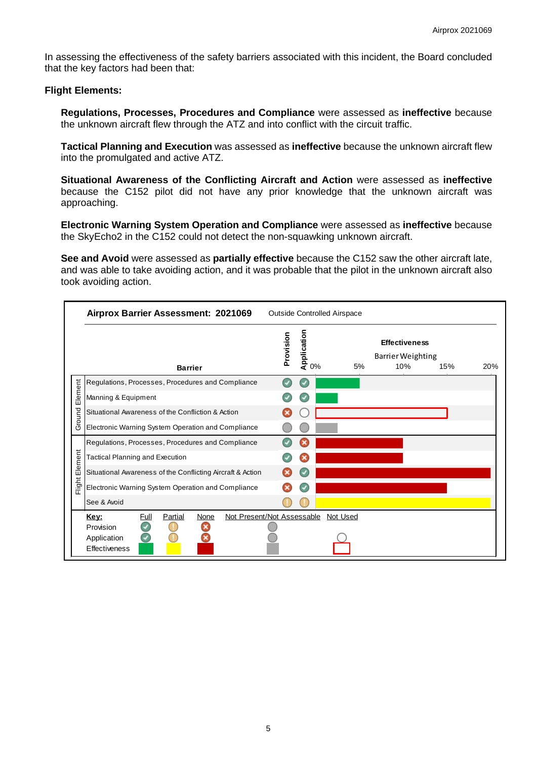In assessing the effectiveness of the safety barriers associated with this incident, the Board concluded that the key factors had been that:

**Flight Elements:**

**Regulations, Processes, Procedures and Compliance** were assessed as **ineffective** because the unknown aircraft flew through the ATZ and into conflict with the circuit traffic.

**Tactical Planning and Execution** was assessed as **ineffective** because the unknown aircraft flew into the promulgated and active ATZ.

**Situational Awareness of the Conflicting Aircraft and Action** were assessed as **ineffective** because the C152 pilot did not have any prior knowledge that the unknown aircraft was approaching.

**Electronic Warning System Operation and Compliance** were assessed as **ineffective** because the SkyEcho2 in the C152 could not detect the non-squawking unknown aircraft.

**See and Avoid** were assessed as **partially effective** because the C152 saw the other aircraft late, and was able to take avoiding action, and it was probable that the pilot in the unknown aircraft also took avoiding action.

**Airprox Barrier Assessment: 2021069** Outside Controlled Airspace

| | Barrier | Provision | Application |
|---|---|---|---|
| Ground Element | Regulations, Processes, Procedures and Compliance | Full | Full |
| | Manning & Equipment | Full | Full |
| | Situational Awareness of the Confliction & Action | None | Not Used |
| | Electronic Warning System Operation and Compliance | Not Present/Not Assessable | Not Present/Not Assessable |
| Flight Element | Regulations, Processes, Procedures and Compliance | Full | None |
| | Tactical Planning and Execution | Full | None |
| | Situational Awareness of the Conflicting Aircraft & Action | None | Full |
| | Electronic Warning System Operation and Compliance | None | Full |
| | See & Avoid | Partial | Partial |

Effectiveness
Barrier Weighting
0% 5% 10% 15% 20%

Key: Full, Partial, None, Not Present/Not Assessable, Not Used
Provision
Application
Effectiveness